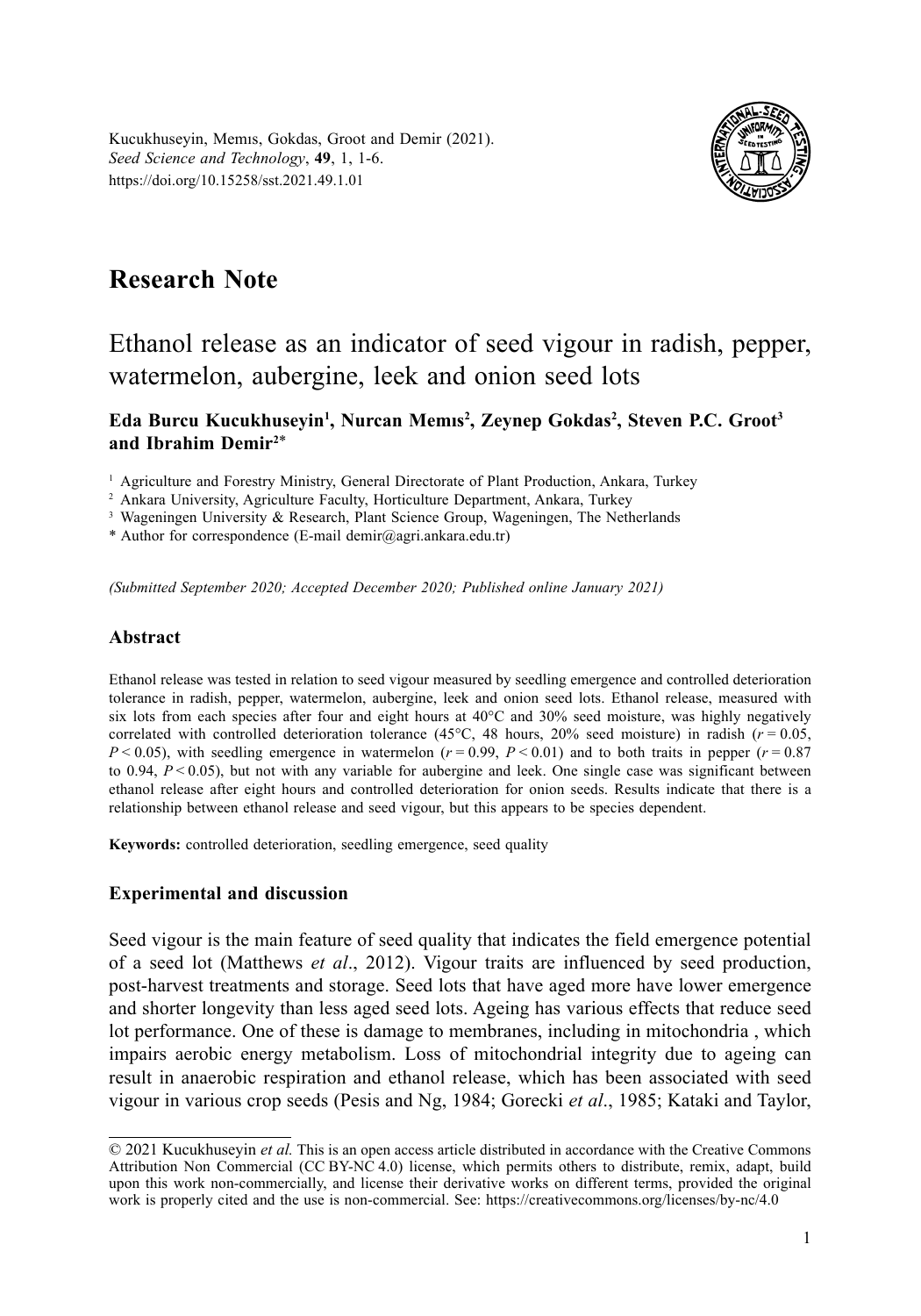Kucukhuseyin, Memıs, Gokdas, Groot and Demir (2021).
*Seed Science and Technology*, **49**, 1, 1-6.
https://doi.org/10.15258/sst.2021.49.1.01

# Research Note

## Ethanol release as an indicator of seed vigour in radish, pepper, watermelon, aubergine, leek and onion seed lots

**Eda Burcu Kucukhuseyin[1], Nurcan Memıs[2], Zeynep Gokdas[2], Steven P.C. Groot[3] and Ibrahim Demir[2*]**

[1] Agriculture and Forestry Ministry, General Directorate of Plant Production, Ankara, Turkey
[2] Ankara University, Agriculture Faculty, Horticulture Department, Ankara, Turkey
[3] Wageningen University & Research, Plant Science Group, Wageningen, The Netherlands
* Author for correspondence (E-mail demir@agri.ankara.edu.tr)

*(Submitted September 2020; Accepted December 2020; Published online January 2021)*

### Abstract

Ethanol release was tested in relation to seed vigour measured by seedling emergence and controlled deterioration tolerance in radish, pepper, watermelon, aubergine, leek and onion seed lots. Ethanol release, measured with six lots from each species after four and eight hours at 40°C and 30% seed moisture, was highly negatively correlated with controlled deterioration tolerance (45°C, 48 hours, 20% seed moisture) in radish ($r = 0.05$, $P < 0.05$), with seedling emergence in watermelon ($r = 0.99$, $P < 0.01$) and to both traits in pepper ($r = 0.87$ to 0.94, $P < 0.05$), but not with any variable for aubergine and leek. One single case was significant between ethanol release after eight hours and controlled deterioration for onion seeds. Results indicate that there is a relationship between ethanol release and seed vigour, but this appears to be species dependent.

**Keywords:** controlled deterioration, seedling emergence, seed quality

### Experimental and discussion

Seed vigour is the main feature of seed quality that indicates the field emergence potential of a seed lot (Matthews *et al*., 2012). Vigour traits are influenced by seed production, post-harvest treatments and storage. Seed lots that have aged more have lower emergence and shorter longevity than less aged seed lots. Ageing has various effects that reduce seed lot performance. One of these is damage to membranes, including in mitochondria , which impairs aerobic energy metabolism. Loss of mitochondrial integrity due to ageing can result in anaerobic respiration and ethanol release, which has been associated with seed vigour in various crop seeds (Pesis and Ng, 1984; Gorecki *et al*., 1985; Kataki and Taylor,

© 2021 Kucukhuseyin *et al.* This is an open access article distributed in accordance with the Creative Commons Attribution Non Commercial (CC BY-NC 4.0) license, which permits others to distribute, remix, adapt, build upon this work non-commercially, and license their derivative works on different terms, provided the original work is properly cited and the use is non-commercial. See: https://creativecommons.org/licenses/by-nc/4.0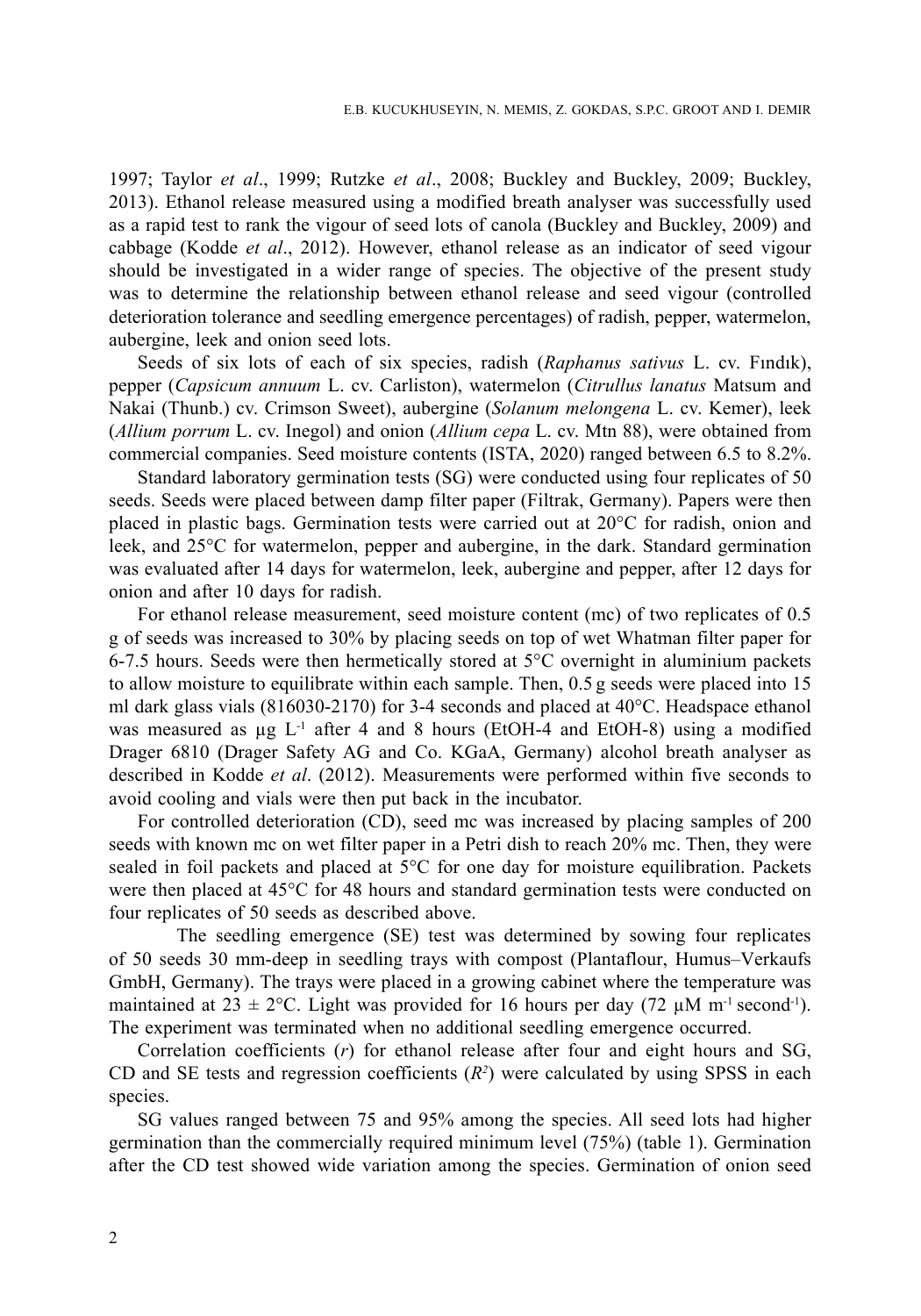1997; Taylor *et al*., 1999; Rutzke *et al*., 2008; Buckley and Buckley, 2009; Buckley, 2013). Ethanol release measured using a modified breath analyser was successfully used as a rapid test to rank the vigour of seed lots of canola (Buckley and Buckley, 2009) and cabbage (Kodde *et al*., 2012). However, ethanol release as an indicator of seed vigour should be investigated in a wider range of species. The objective of the present study was to determine the relationship between ethanol release and seed vigour (controlled deterioration tolerance and seedling emergence percentages) of radish, pepper, watermelon, aubergine, leek and onion seed lots.

Seeds of six lots of each of six species, radish (*Raphanus sativus* L. cv. Fındık), pepper (*Capsicum annuum* L. cv. Carliston), watermelon (*Citrullus lanatus* Matsum and Nakai (Thunb.) cv. Crimson Sweet), aubergine (*Solanum melongena* L. cv. Kemer), leek (*Allium porrum* L. cv. Inegol) and onion (*Allium cepa* L. cv. Mtn 88), were obtained from commercial companies. Seed moisture contents (ISTA, 2020) ranged between 6.5 to 8.2%.

Standard laboratory germination tests (SG) were conducted using four replicates of 50 seeds. Seeds were placed between damp filter paper (Filtrak, Germany). Papers were then placed in plastic bags. Germination tests were carried out at 20°C for radish, onion and leek, and 25°C for watermelon, pepper and aubergine, in the dark. Standard germination was evaluated after 14 days for watermelon, leek, aubergine and pepper, after 12 days for onion and after 10 days for radish.

For ethanol release measurement, seed moisture content (mc) of two replicates of 0.5 g of seeds was increased to 30% by placing seeds on top of wet Whatman filter paper for 6-7.5 hours. Seeds were then hermetically stored at 5°C overnight in aluminium packets to allow moisture to equilibrate within each sample. Then, 0.5 g seeds were placed into 15 ml dark glass vials (816030-2170) for 3-4 seconds and placed at 40°C. Headspace ethanol was measured as µg $L^{-1}$ after 4 and 8 hours (EtOH-4 and EtOH-8) using a modified Drager 6810 (Drager Safety AG and Co. KGaA, Germany) alcohol breath analyser as described in Kodde *et al*. (2012). Measurements were performed within five seconds to avoid cooling and vials were then put back in the incubator.

For controlled deterioration (CD), seed mc was increased by placing samples of 200 seeds with known mc on wet filter paper in a Petri dish to reach 20% mc. Then, they were sealed in foil packets and placed at 5°C for one day for moisture equilibration. Packets were then placed at 45°C for 48 hours and standard germination tests were conducted on four replicates of 50 seeds as described above.

The seedling emergence (SE) test was determined by sowing four replicates of 50 seeds 30 mm-deep in seedling trays with compost (Plantaflour, Humus–Verkaufs GmbH, Germany). The trays were placed in a growing cabinet where the temperature was maintained at 23 ± 2°C. Light was provided for 16 hours per day (72 µM $m^{-1}$ $second^{-1}$). The experiment was terminated when no additional seedling emergence occurred.

Correlation coefficients (*r*) for ethanol release after four and eight hours and SG, CD and SE tests and regression coefficients ($R^2$) were calculated by using SPSS in each species.

SG values ranged between 75 and 95% among the species. All seed lots had higher germination than the commercially required minimum level (75%) (table 1). Germination after the CD test showed wide variation among the species. Germination of onion seed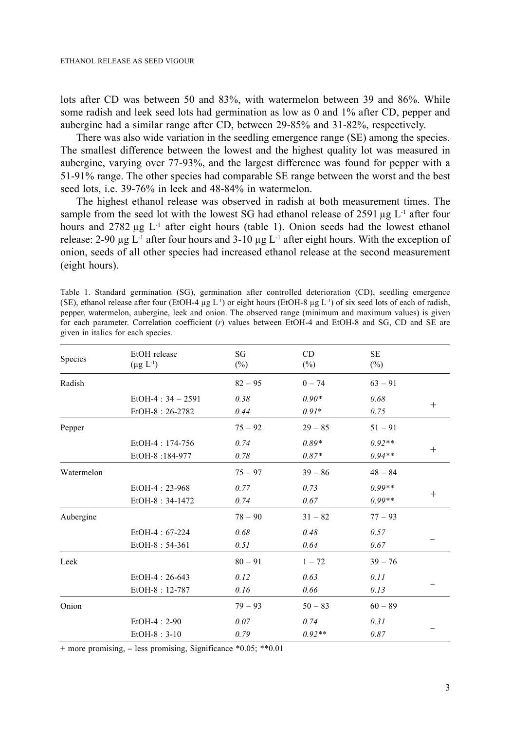lots after CD was between 50 and 83%, with watermelon between 39 and 86%. While some radish and leek seed lots had germination as low as 0 and 1% after CD, pepper and aubergine had a similar range after CD, between 29-85% and 31-82%, respectively.

There was also wide variation in the seedling emergence range (SE) among the species. The smallest difference between the lowest and the highest quality lot was measured in aubergine, varying over 77-93%, and the largest difference was found for pepper with a 51-91% range. The other species had comparable SE range between the worst and the best seed lots, i.e. 39-76% in leek and 48-84% in watermelon.

The highest ethanol release was observed in radish at both measurement times. The sample from the seed lot with the lowest SG had ethanol release of 2591 µg $L^{-1}$ after four hours and 2782 µg $L^{-1}$ after eight hours (table 1). Onion seeds had the lowest ethanol release: 2-90 µg $L^{-1}$ after four hours and 3-10 µg $L^{-1}$ after eight hours. With the exception of onion, seeds of all other species had increased ethanol release at the second measurement (eight hours).

Table 1. Standard germination (SG), germination after controlled deterioration (CD), seedling emergence (SE), ethanol release after four (EtOH-4 µg $L^{-1}$) or eight hours (EtOH-8 µg $L^{-1}$) of six seed lots of each of radish, pepper, watermelon, aubergine, leek and onion. The observed range (minimum and maximum values) is given for each parameter. Correlation coefficient ($r$) values between EtOH-4 and EtOH-8 and SG, CD and SE are given in italics for each species.

| Species | EtOH release (µg $L^{-1}$) | SG (%) | CD (%) | SE (%) | |
|---|---|---|---|---|---|
| Radish | | 82 – 95 | 0 – 74 | 63 – 91 | |
| | EtOH-4 : 34 – 2591 | *0.38* | *0.90** | *0.68* | + |
| | EtOH-8 : 26-2782 | *0.44* | *0.91** | *0.75* | |
| Pepper | | 75 – 92 | 29 – 85 | 51 – 91 | |
| | EtOH-4 : 174-756 | *0.74* | *0.89** | *0.92*** | + |
| | EtOH-8 :184-977 | *0.78* | *0.87** | *0.94*** | |
| Watermelon | | 75 – 97 | 39 – 86 | 48 – 84 | |
| | EtOH-4 : 23-968 | *0.77* | *0.73* | *0.99*** | + |
| | EtOH-8 : 34-1472 | *0.74* | *0.67* | *0.99*** | |
| Aubergine | | 78 – 90 | 31 – 82 | 77 – 93 | |
| | EtOH-4 : 67-224 | *0.68* | *0.48* | *0.57* | – |
| | EtOH-8 : 54-361 | *0.51* | *0.64* | *0.67* | |
| Leek | | 80 – 91 | 1 – 72 | 39 – 76 | |
| | EtOH-4 : 26-643 | *0.12* | *0.63* | *0.11* | – |
| | EtOH-8 : 12-787 | *0.16* | *0.66* | *0.13* | |
| Onion | | 79 – 93 | 50 – 83 | 60 – 89 | |
| | EtOH-4 : 2-90 | *0.07* | *0.74* | *0.31* | – |
| | EtOH-8 : 3-10 | *0.79* | *0.92*** | *0.87* | |

+ more promising, – less promising, Significance *0.05; **0.01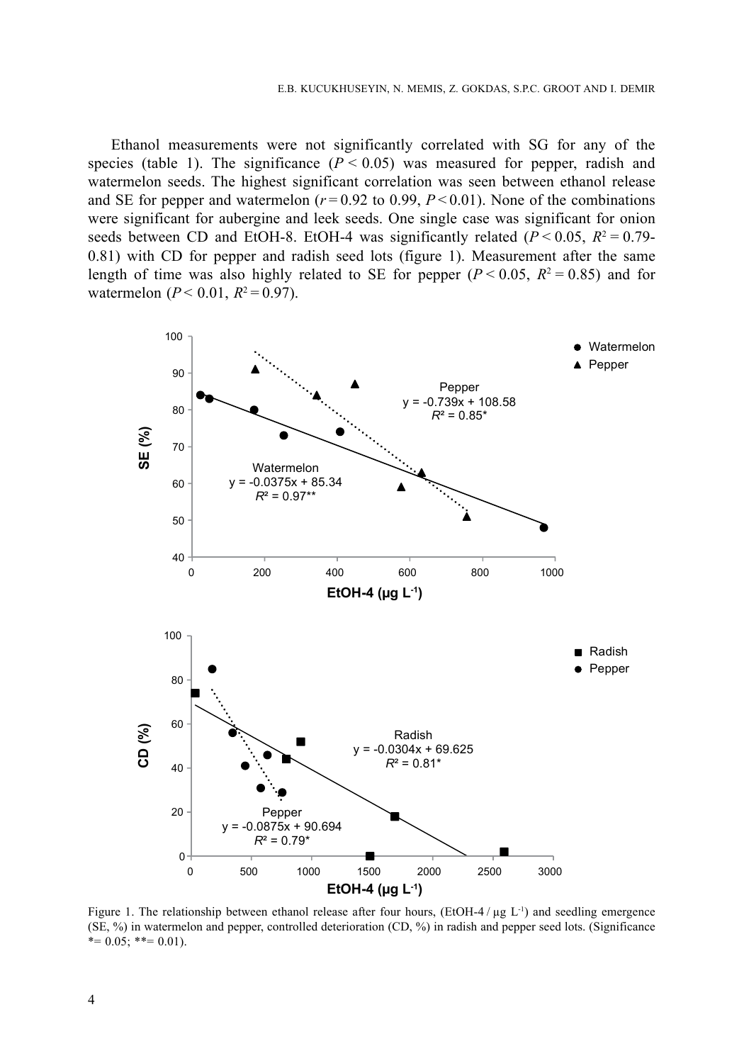Ethanol measurements were not significantly correlated with SG for any of the species (table 1). The significance ($P < 0.05$) was measured for pepper, radish and watermelon seeds. The highest significant correlation was seen between ethanol release and SE for pepper and watermelon ($r = 0.92$ to $0.99$, $P < 0.01$). None of the combinations were significant for aubergine and leek seeds. One single case was significant for onion seeds between CD and EtOH-8. EtOH-4 was significantly related ($P < 0.05$, $R^2 = 0.79$-$0.81$) with CD for pepper and radish seed lots (figure 1). Measurement after the same length of time was also highly related to SE for pepper ($P < 0.05$, $R^2 = 0.85$) and for watermelon ($P < 0.01$, $R^2 = 0.97$).

Figure 1. The relationship between ethanol release after four hours, (EtOH-4 / µg $L^{-1}$) and seedling emergence (SE, %) in watermelon and pepper, controlled deterioration (CD, %) in radish and pepper seed lots. (Significance *= 0.05; **= 0.01).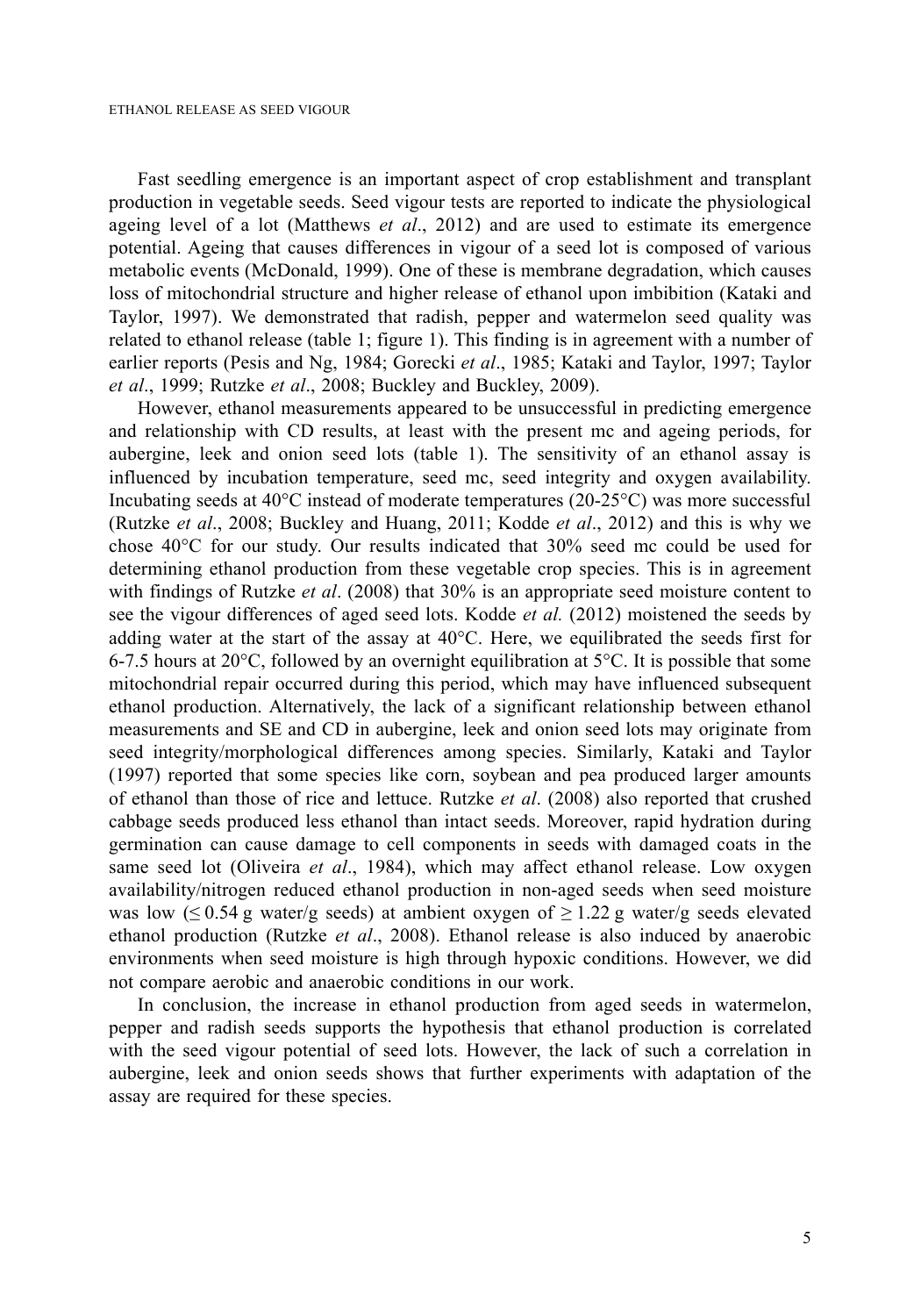Fast seedling emergence is an important aspect of crop establishment and transplant production in vegetable seeds. Seed vigour tests are reported to indicate the physiological ageing level of a lot (Matthews *et al*., 2012) and are used to estimate its emergence potential. Ageing that causes differences in vigour of a seed lot is composed of various metabolic events (McDonald, 1999). One of these is membrane degradation, which causes loss of mitochondrial structure and higher release of ethanol upon imbibition (Kataki and Taylor, 1997). We demonstrated that radish, pepper and watermelon seed quality was related to ethanol release (table 1; figure 1). This finding is in agreement with a number of earlier reports (Pesis and Ng, 1984; Gorecki *et al*., 1985; Kataki and Taylor, 1997; Taylor *et al*., 1999; Rutzke *et al*., 2008; Buckley and Buckley, 2009).

However, ethanol measurements appeared to be unsuccessful in predicting emergence and relationship with CD results, at least with the present mc and ageing periods, for aubergine, leek and onion seed lots (table 1). The sensitivity of an ethanol assay is influenced by incubation temperature, seed mc, seed integrity and oxygen availability. Incubating seeds at 40°C instead of moderate temperatures (20-25°C) was more successful (Rutzke *et al*., 2008; Buckley and Huang, 2011; Kodde *et al*., 2012) and this is why we chose 40°C for our study. Our results indicated that 30% seed mc could be used for determining ethanol production from these vegetable crop species. This is in agreement with findings of Rutzke *et al*. (2008) that 30% is an appropriate seed moisture content to see the vigour differences of aged seed lots. Kodde *et al.* (2012) moistened the seeds by adding water at the start of the assay at 40°C. Here, we equilibrated the seeds first for 6-7.5 hours at 20°C, followed by an overnight equilibration at 5°C. It is possible that some mitochondrial repair occurred during this period, which may have influenced subsequent ethanol production. Alternatively, the lack of a significant relationship between ethanol measurements and SE and CD in aubergine, leek and onion seed lots may originate from seed integrity/morphological differences among species. Similarly, Kataki and Taylor (1997) reported that some species like corn, soybean and pea produced larger amounts of ethanol than those of rice and lettuce. Rutzke *et al*. (2008) also reported that crushed cabbage seeds produced less ethanol than intact seeds. Moreover, rapid hydration during germination can cause damage to cell components in seeds with damaged coats in the same seed lot (Oliveira *et al*., 1984), which may affect ethanol release. Low oxygen availability/nitrogen reduced ethanol production in non-aged seeds when seed moisture was low ($\leq 0.54$ g water/g seeds) at ambient oxygen of $\geq 1.22$ g water/g seeds elevated ethanol production (Rutzke *et al*., 2008). Ethanol release is also induced by anaerobic environments when seed moisture is high through hypoxic conditions. However, we did not compare aerobic and anaerobic conditions in our work.

In conclusion, the increase in ethanol production from aged seeds in watermelon, pepper and radish seeds supports the hypothesis that ethanol production is correlated with the seed vigour potential of seed lots. However, the lack of such a correlation in aubergine, leek and onion seeds shows that further experiments with adaptation of the assay are required for these species.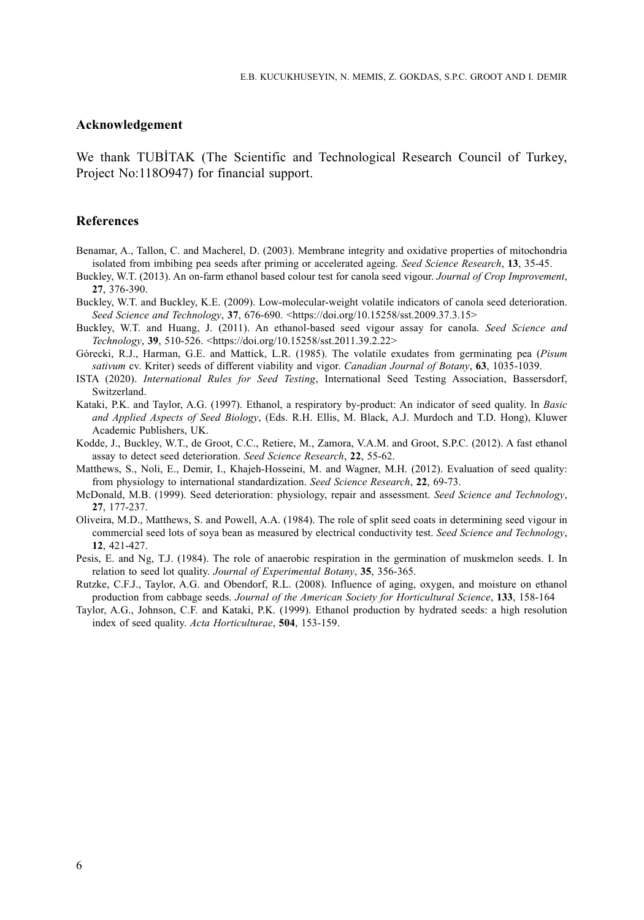## Acknowledgement

We thank TUBİTAK (The Scientific and Technological Research Council of Turkey, Project No:118O947) for financial support.

## References

Benamar, A., Tallon, C. and Macherel, D. (2003). Membrane integrity and oxidative properties of mitochondria isolated from imbibing pea seeds after priming or accelerated ageing. *Seed Science Research*, **13**, 35-45.

Buckley, W.T. (2013). An on-farm ethanol based colour test for canola seed vigour. *Journal of Crop Improvement*, **27**, 376-390.

Buckley, W.T. and Buckley, K.E. (2009). Low-molecular-weight volatile indicators of canola seed deterioration. *Seed Science and Technology*, **37**, 676-690. <https://doi.org/10.15258/sst.2009.37.3.15>

Buckley, W.T. and Huang, J. (2011). An ethanol-based seed vigour assay for canola. *Seed Science and Technology*, **39**, 510-526. <https://doi.org/10.15258/sst.2011.39.2.22>

Górecki, R.J., Harman, G.E. and Mattick, L.R. (1985). The volatile exudates from germinating pea (*Pisum sativum* cv. Kriter) seeds of different viability and vigor. *Canadian Journal of Botany*, **63**, 1035-1039.

ISTA (2020). *International Rules for Seed Testing*, International Seed Testing Association, Bassersdorf, Switzerland.

Kataki, P.K. and Taylor, A.G. (1997). Ethanol, a respiratory by-product: An indicator of seed quality. In *Basic and Applied Aspects of Seed Biology*, (Eds. R.H. Ellis, M. Black, A.J. Murdoch and T.D. Hong), Kluwer Academic Publishers, UK.

Kodde, J., Buckley, W.T., de Groot, C.C., Retiere, M., Zamora, V.A.M. and Groot, S.P.C. (2012). A fast ethanol assay to detect seed deterioration. *Seed Science Research*, **22**, 55-62.

Matthews, S., Noli, E., Demir, I., Khajeh-Hosseini, M. and Wagner, M.H. (2012). Evaluation of seed quality: from physiology to international standardization. *Seed Science Research*, **22**, 69-73.

McDonald, M.B. (1999). Seed deterioration: physiology, repair and assessment. *Seed Science and Technology*, **27**, 177-237.

Oliveira, M.D., Matthews, S. and Powell, A.A. (1984). The role of split seed coats in determining seed vigour in commercial seed lots of soya bean as measured by electrical conductivity test. *Seed Science and Technology*, **12**, 421-427.

Pesis, E. and Ng, T.J. (1984). The role of anaerobic respiration in the germination of muskmelon seeds. I. In relation to seed lot quality. *Journal of Experimental Botany*, **35**, 356-365.

Rutzke, C.F.J., Taylor, A.G. and Obendorf, R.L. (2008). Influence of aging, oxygen, and moisture on ethanol production from cabbage seeds. *Journal of the American Society for Horticultural Science*, **133**, 158-164

Taylor, A.G., Johnson, C.F. and Kataki, P.K. (1999). Ethanol production by hydrated seeds: a high resolution index of seed quality. *Acta Horticulturae*, **504**, 153-159.